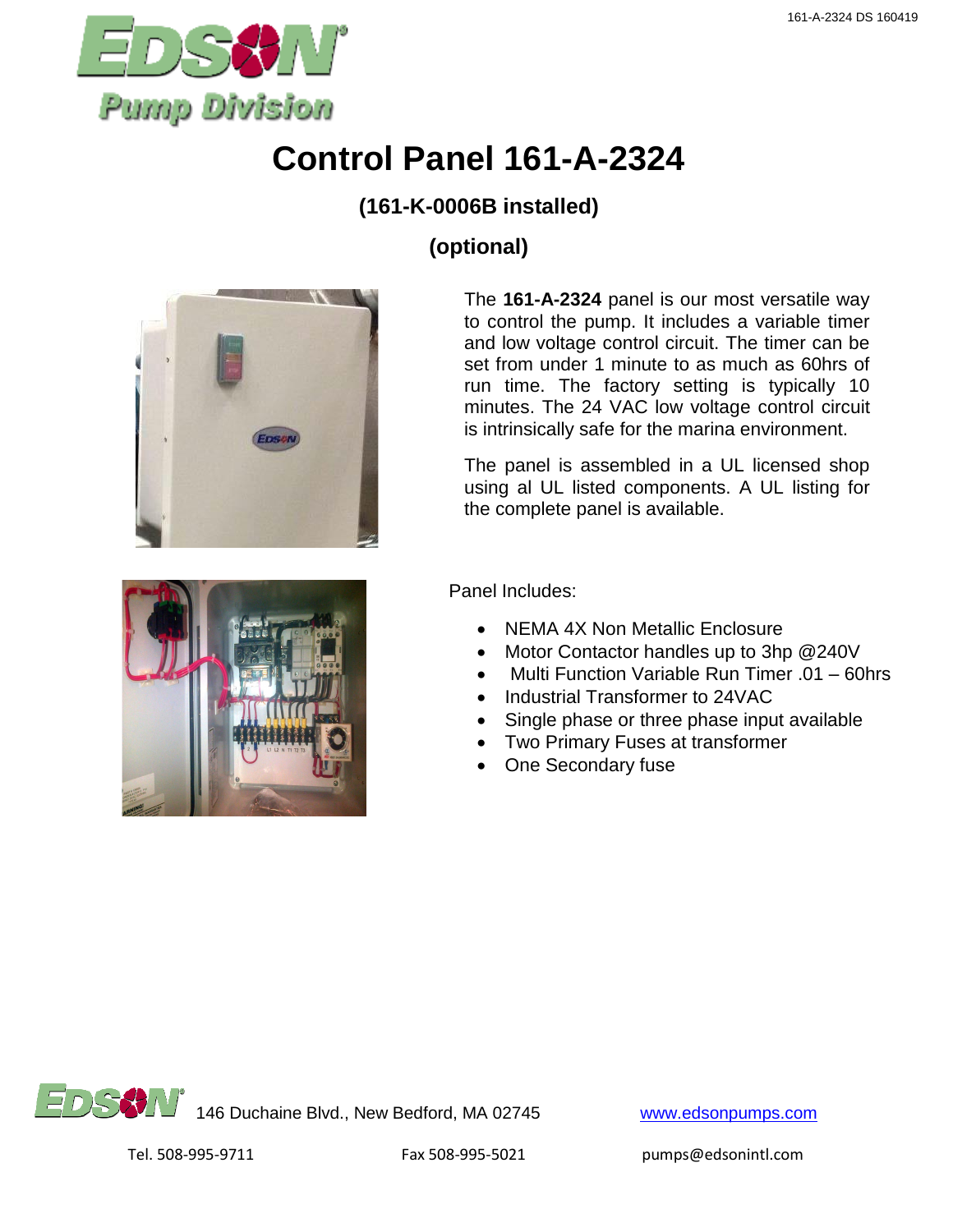# Control Panel 161-A-2324

## (161-K-0006B installed)

## (optional)

The **161-A-2324** panel is our most versatile way to control the pump. It includes a variable timer and low voltage control circuit. The timer can be set from under 1 minute to as much as 60hrs of run time. The factory setting is typically 10 minutes. The 24 VAC low voltage control circuit is intrinsically safe for the marina environment.

The panel is assembled in a UL licensed shop using al UL listed components. A UL listing for the complete panel is available.

Panel Includes:

- NEMA 4X Non Metallic Enclosure
- Motor Contactor handles up to 3hp @240V
- Multi Function Variable Run Timer .01 – 60hrs
- Industrial Transformer to 24VAC
- Single phase or three phase input available
- Two Primary Fuses at transformer
- One Secondary fuse

146 Duchaine Blvd., New Bedford, MA 02745 www.edsonpumps.com

Tel. 508-995-9711 Fax 508-995-5021 pumps@edsonintl.com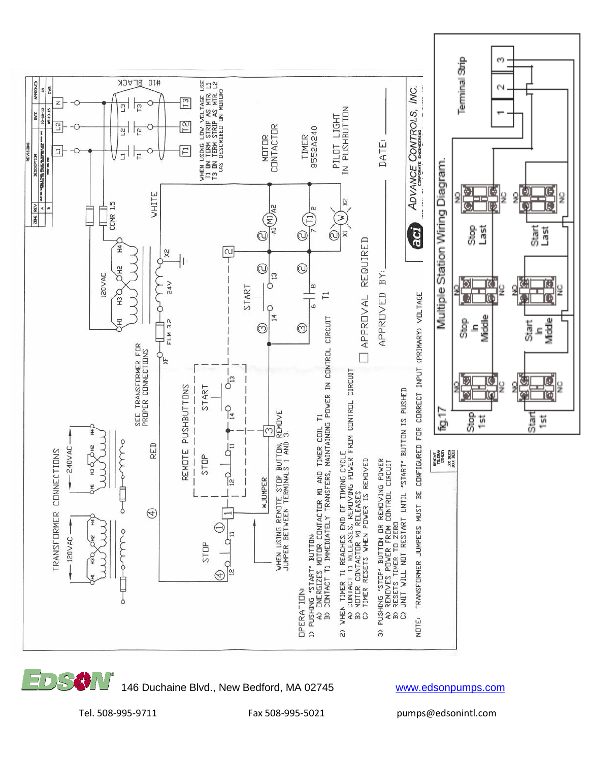TRANSFORMER CONNECTIONS

120VAC — 240VAC

SEE TRANSFORMER FOR PROPER CONNECTIONS

REMOTE PUSHBUTTONS

STOP START

*JUMPER

WHEN USING REMOTE STOP BUTTON, REMOVE JUMPER BETWEEN TERMINALS 1 AND 3.

OPERATION:

1) PUSHING "START" BUTTON:
   A) ENERGIZES MOTOR CONTACTOR M1 AND TIMER COIL T1
   B) CONTACT T1 IMMEDIATELY TRANSFERS, MAINTAINING POWER IN CONTROL CIRCUIT

2) WHEN TIMER T1 REACHES END OF TIMING CYCLE
   A) CONTACT T1 RELEASES, REMOVING POWER FROM CONTROL CIRCUIT
   B) MOTOR CONTACTOR M1 RELEASES
   C) TIMER RESETS WHEN POWER IS REMOVED

3) PUSHING "STOP" BUTTON OR REMOVING POWER
   A) REMOVES POWER FROM CONTROL CIRCUIT
   B) RESETS TIMER TO ZERO
   C) UNIT WILL NOT RESTART UNTIL "START" BUTTON IS PUSHED

NOTE: TRANSFORMER JUMPERS MUST BE CONFIGURED FOR CORRECT INPUT (PRIMARY) VOLTAGE

WHEN USING LOW VOLTAGE USE T1 ON TERM STRIP AS MTR. L1 T3 ON TERM STRIP AS MTR. L2 (AS DESCRIBED ON MOTOR)

MOTOR CONTACTOR

TIMER 8552A240

PILOT LIGHT IN PUSHBUTTON

APPROVAL REQUIRED

APPROVED BY: ________ DATE: ________

ADVANCE CONTROLS, INC.

fig.17 Multiple Station Wiring Diagram.

Terminal Strip

Stop 1st — Stop In Middle — Stop Last

Start 1st — Start In Middle — Start Last

146 Duchaine Blvd., New Bedford, MA 02745 www.edsonpumps.com

Tel. 508-995-9711 Fax 508-995-5021 pumps@edsonintl.com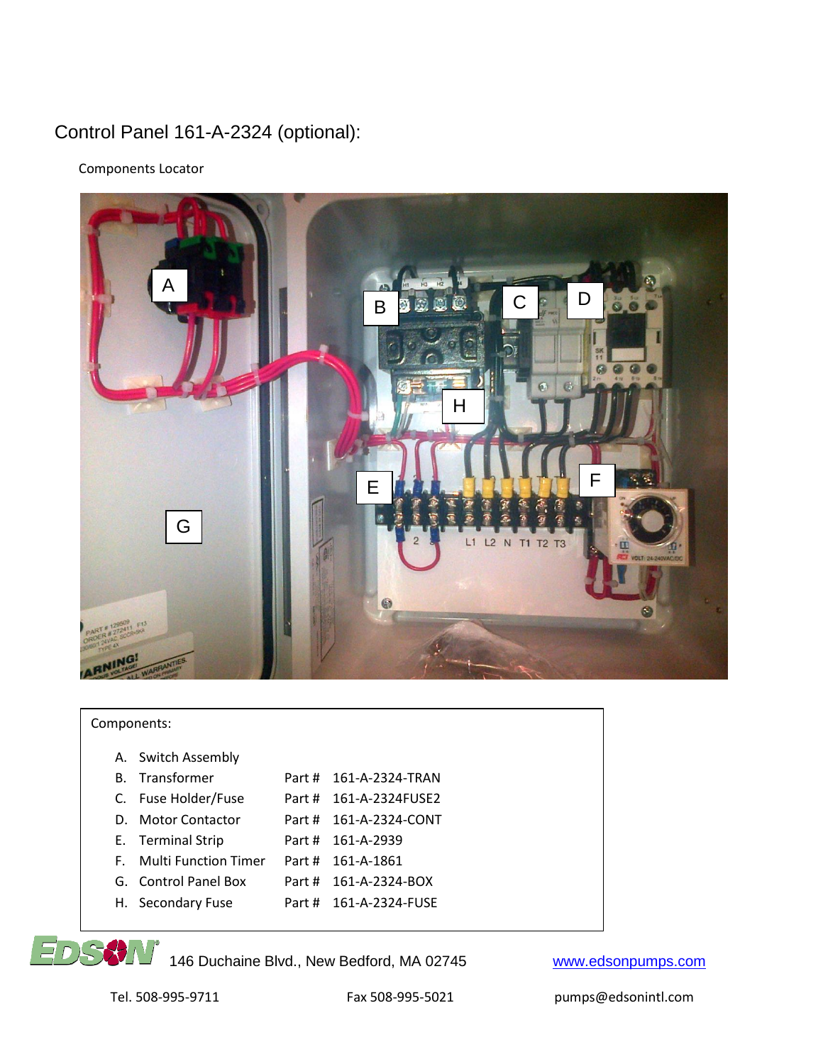## Control Panel 161-A-2324 (optional):

Components Locator

Components:

| | | | |
|---|---|---|---|
| A. | Switch Assembly | | |
| B. | Transformer | Part # | 161-A-2324-TRAN |
| C. | Fuse Holder/Fuse | Part # | 161-A-2324FUSE2 |
| D. | Motor Contactor | Part # | 161-A-2324-CONT |
| E. | Terminal Strip | Part # | 161-A-2939 |
| F. | Multi Function Timer | Part # | 161-A-1861 |
| G. | Control Panel Box | Part # | 161-A-2324-BOX |
| H. | Secondary Fuse | Part # | 161-A-2324-FUSE |

EDSON 146 Duchaine Blvd., New Bedford, MA 02745 www.edsonpumps.com

Tel. 508-995-9711 Fax 508-995-5021 pumps@edsonintl.com